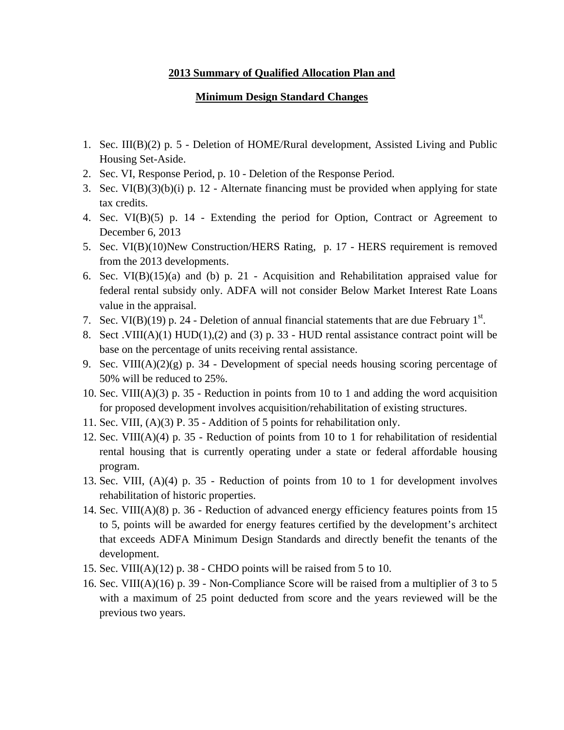**2013 Summary of Qualified Allocation Plan and**

**Minimum Design Standard Changes**

1. Sec. III(B)(2) p. 5 - Deletion of HOME/Rural development, Assisted Living and Public Housing Set-Aside.
2. Sec. VI, Response Period, p. 10 - Deletion of the Response Period.
3. Sec. VI(B)(3)(b)(i) p. 12 - Alternate financing must be provided when applying for state tax credits.
4. Sec. VI(B)(5) p. 14 - Extending the period for Option, Contract or Agreement to December 6, 2013
5. Sec. VI(B)(10)New Construction/HERS Rating, p. 17 - HERS requirement is removed from the 2013 developments.
6. Sec. VI(B)(15)(a) and (b) p. 21 - Acquisition and Rehabilitation appraised value for federal rental subsidy only. ADFA will not consider Below Market Interest Rate Loans value in the appraisal.
7. Sec. VI(B)(19) p. 24 - Deletion of annual financial statements that are due February 1st.
8. Sect .VIII(A)(1) HUD(1),(2) and (3) p. 33 - HUD rental assistance contract point will be base on the percentage of units receiving rental assistance.
9. Sec. VIII(A)(2)(g) p. 34 - Development of special needs housing scoring percentage of 50% will be reduced to 25%.
10. Sec. VIII(A)(3) p. 35 - Reduction in points from 10 to 1 and adding the word acquisition for proposed development involves acquisition/rehabilitation of existing structures.
11. Sec. VIII, (A)(3) P. 35 - Addition of 5 points for rehabilitation only.
12. Sec. VIII(A)(4) p. 35 - Reduction of points from 10 to 1 for rehabilitation of residential rental housing that is currently operating under a state or federal affordable housing program.
13. Sec. VIII, (A)(4) p. 35 - Reduction of points from 10 to 1 for development involves rehabilitation of historic properties.
14. Sec. VIII(A)(8) p. 36 - Reduction of advanced energy efficiency features points from 15 to 5, points will be awarded for energy features certified by the development's architect that exceeds ADFA Minimum Design Standards and directly benefit the tenants of the development.
15. Sec. VIII(A)(12) p. 38 - CHDO points will be raised from 5 to 10.
16. Sec. VIII(A)(16) p. 39 - Non-Compliance Score will be raised from a multiplier of 3 to 5 with a maximum of 25 point deducted from score and the years reviewed will be the previous two years.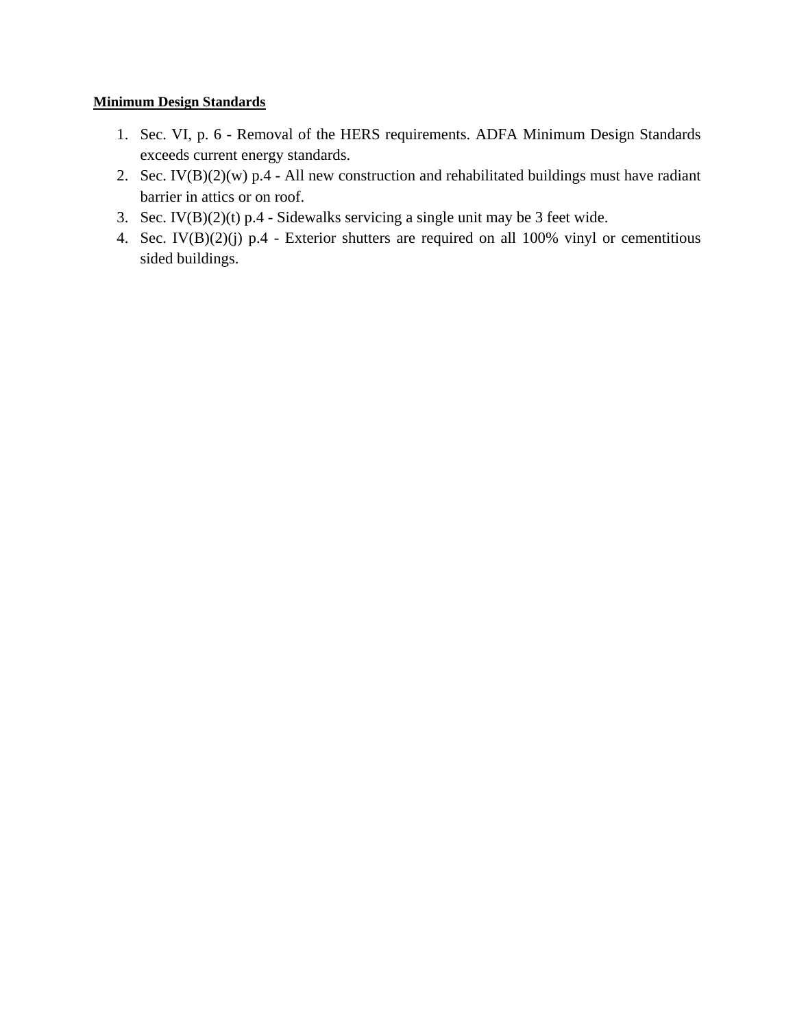**Minimum Design Standards**

1. Sec. VI, p. 6 - Removal of the HERS requirements. ADFA Minimum Design Standards exceeds current energy standards.
2. Sec. IV(B)(2)(w) p.4 - All new construction and rehabilitated buildings must have radiant barrier in attics or on roof.
3. Sec. IV(B)(2)(t) p.4 - Sidewalks servicing a single unit may be 3 feet wide.
4. Sec. IV(B)(2)(j) p.4 - Exterior shutters are required on all 100% vinyl or cementitious sided buildings.